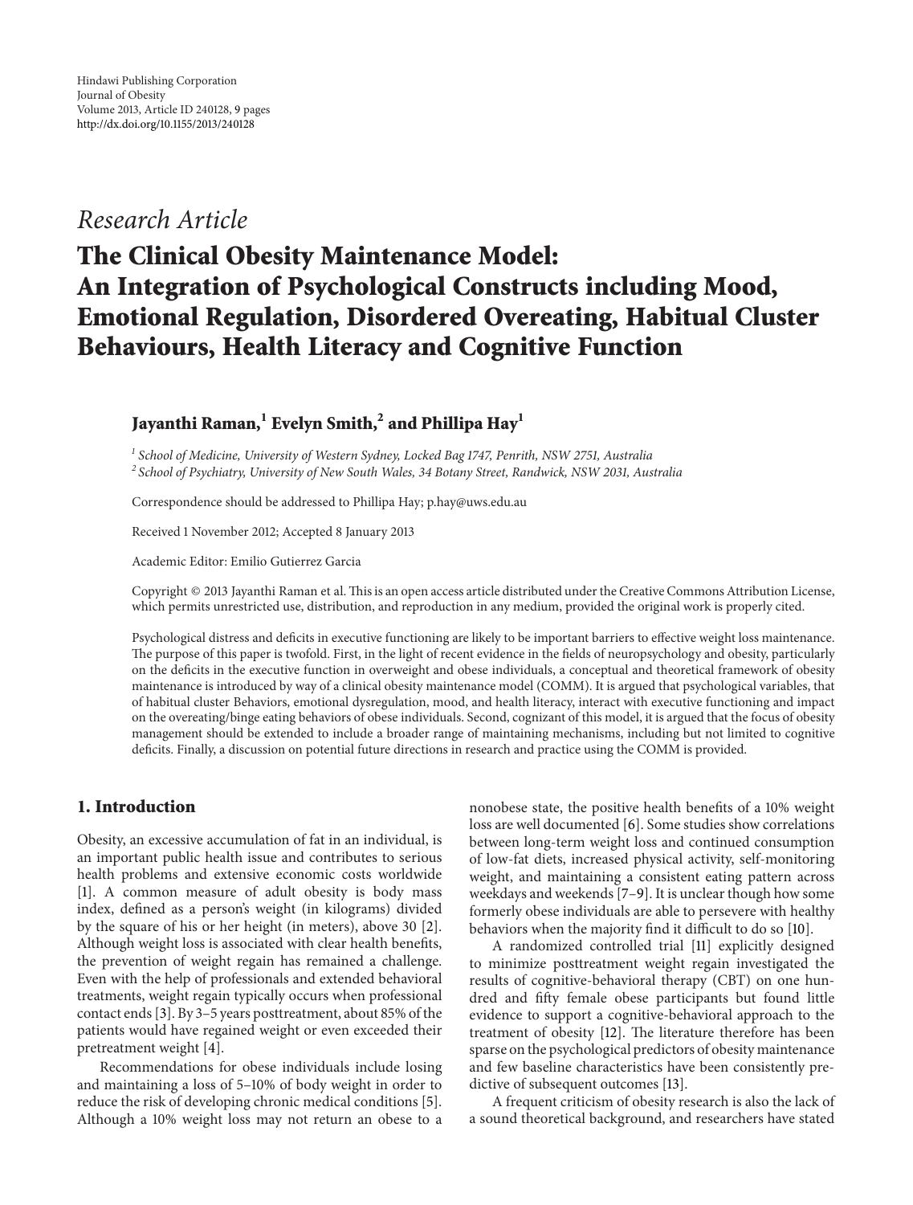Hindawi Publishing Corporation
Journal of Obesity
Volume 2013, Article ID 240128, 9 pages
http://dx.doi.org/10.1155/2013/240128

*Research Article*

# The Clinical Obesity Maintenance Model: An Integration of Psychological Constructs including Mood, Emotional Regulation, Disordered Overeating, Habitual Cluster Behaviours, Health Literacy and Cognitive Function

**Jayanthi Raman,[1] Evelyn Smith,[2] and Phillipa Hay[1]**

[1] *School of Medicine, University of Western Sydney, Locked Bag 1747, Penrith, NSW 2751, Australia*
[2] *School of Psychiatry, University of New South Wales, 34 Botany Street, Randwick, NSW 2031, Australia*

Correspondence should be addressed to Phillipa Hay; p.hay@uws.edu.au

Received 1 November 2012; Accepted 8 January 2013

Academic Editor: Emilio Gutierrez Garcia

Copyright © 2013 Jayanthi Raman et al. This is an open access article distributed under the Creative Commons Attribution License, which permits unrestricted use, distribution, and reproduction in any medium, provided the original work is properly cited.

Psychological distress and deficits in executive functioning are likely to be important barriers to effective weight loss maintenance. The purpose of this paper is twofold. First, in the light of recent evidence in the fields of neuropsychology and obesity, particularly on the deficits in the executive function in overweight and obese individuals, a conceptual and theoretical framework of obesity maintenance is introduced by way of a clinical obesity maintenance model (COMM). It is argued that psychological variables, that of habitual cluster Behaviors, emotional dysregulation, mood, and health literacy, interact with executive functioning and impact on the overeating/binge eating behaviors of obese individuals. Second, cognizant of this model, it is argued that the focus of obesity management should be extended to include a broader range of maintaining mechanisms, including but not limited to cognitive deficits. Finally, a discussion on potential future directions in research and practice using the COMM is provided.

## 1. Introduction

Obesity, an excessive accumulation of fat in an individual, is an important public health issue and contributes to serious health problems and extensive economic costs worldwide [1]. A common measure of adult obesity is body mass index, defined as a person's weight (in kilograms) divided by the square of his or her height (in meters), above 30 [2]. Although weight loss is associated with clear health benefits, the prevention of weight regain has remained a challenge. Even with the help of professionals and extended behavioral treatments, weight regain typically occurs when professional contact ends [3]. By 3–5 years posttreatment, about 85% of the patients would have regained weight or even exceeded their pretreatment weight [4].

Recommendations for obese individuals include losing and maintaining a loss of 5–10% of body weight in order to reduce the risk of developing chronic medical conditions [5]. Although a 10% weight loss may not return an obese to a nonobese state, the positive health benefits of a 10% weight loss are well documented [6]. Some studies show correlations between long-term weight loss and continued consumption of low-fat diets, increased physical activity, self-monitoring weight, and maintaining a consistent eating pattern across weekdays and weekends [7–9]. It is unclear though how some formerly obese individuals are able to persevere with healthy behaviors when the majority find it difficult to do so [10].

A randomized controlled trial [11] explicitly designed to minimize posttreatment weight regain investigated the results of cognitive-behavioral therapy (CBT) on one hundred and fifty female obese participants but found little evidence to support a cognitive-behavioral approach to the treatment of obesity [12]. The literature therefore has been sparse on the psychological predictors of obesity maintenance and few baseline characteristics have been consistently predictive of subsequent outcomes [13].

A frequent criticism of obesity research is also the lack of a sound theoretical background, and researchers have stated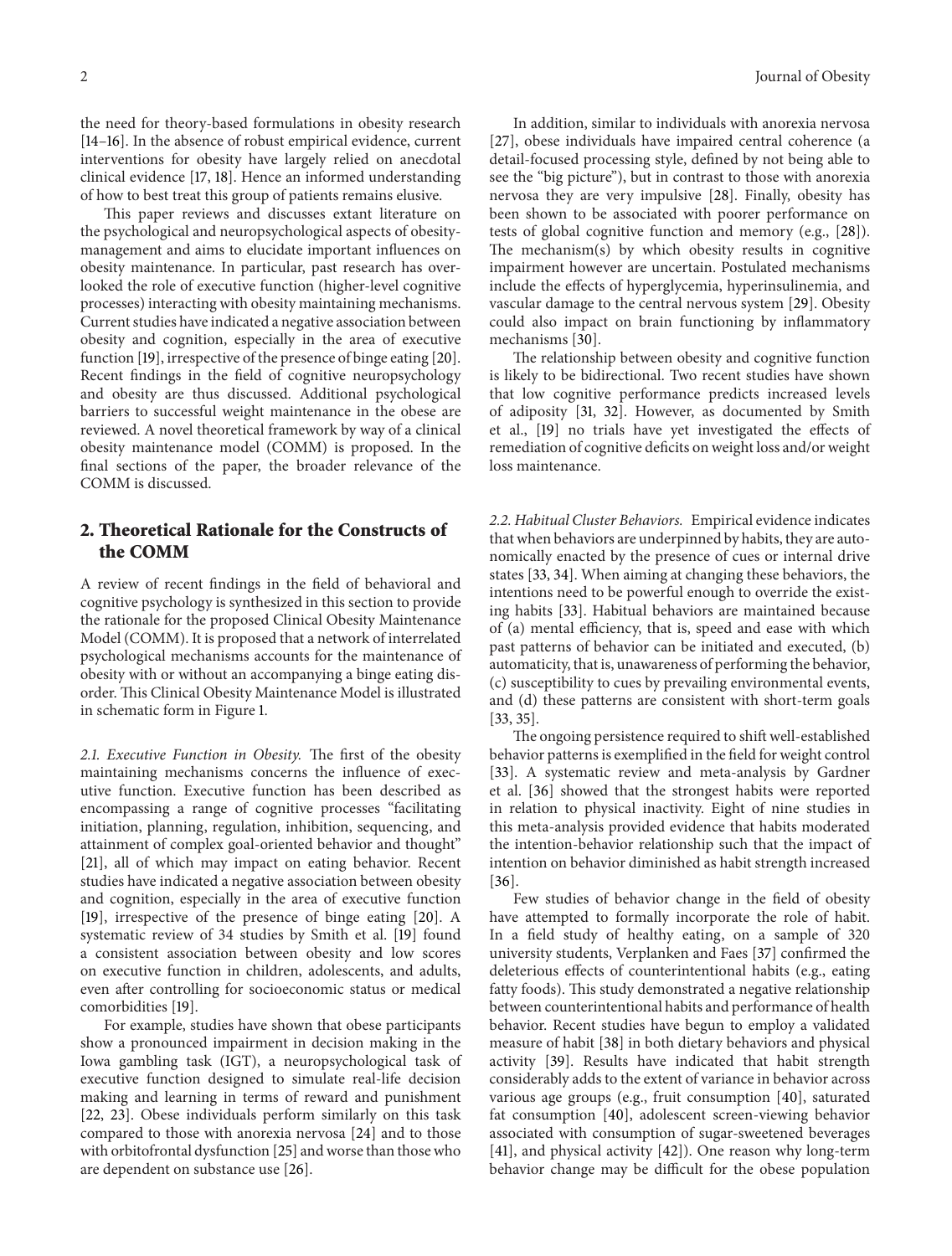the need for theory-based formulations in obesity research [14–16]. In the absence of robust empirical evidence, current interventions for obesity have largely relied on anecdotal clinical evidence [17, 18]. Hence an informed understanding of how to best treat this group of patients remains elusive.

This paper reviews and discusses extant literature on the psychological and neuropsychological aspects of obesity-management and aims to elucidate important influences on obesity maintenance. In particular, past research has overlooked the role of executive function (higher-level cognitive processes) interacting with obesity maintaining mechanisms. Current studies have indicated a negative association between obesity and cognition, especially in the area of executive function [19], irrespective of the presence of binge eating [20]. Recent findings in the field of cognitive neuropsychology and obesity are thus discussed. Additional psychological barriers to successful weight maintenance in the obese are reviewed. A novel theoretical framework by way of a clinical obesity maintenance model (COMM) is proposed. In the final sections of the paper, the broader relevance of the COMM is discussed.

## 2. Theoretical Rationale for the Constructs of the COMM

A review of recent findings in the field of behavioral and cognitive psychology is synthesized in this section to provide the rationale for the proposed Clinical Obesity Maintenance Model (COMM). It is proposed that a network of interrelated psychological mechanisms accounts for the maintenance of obesity with or without an accompanying a binge eating disorder. This Clinical Obesity Maintenance Model is illustrated in schematic form in Figure 1.

*2.1. Executive Function in Obesity.* The first of the obesity maintaining mechanisms concerns the influence of executive function. Executive function has been described as encompassing a range of cognitive processes "facilitating initiation, planning, regulation, inhibition, sequencing, and attainment of complex goal-oriented behavior and thought" [21], all of which may impact on eating behavior. Recent studies have indicated a negative association between obesity and cognition, especially in the area of executive function [19], irrespective of the presence of binge eating [20]. A systematic review of 34 studies by Smith et al. [19] found a consistent association between obesity and low scores on executive function in children, adolescents, and adults, even after controlling for socioeconomic status or medical comorbidities [19].

For example, studies have shown that obese participants show a pronounced impairment in decision making in the Iowa gambling task (IGT), a neuropsychological task of executive function designed to simulate real-life decision making and learning in terms of reward and punishment [22, 23]. Obese individuals perform similarly on this task compared to those with anorexia nervosa [24] and to those with orbitofrontal dysfunction [25] and worse than those who are dependent on substance use [26].

In addition, similar to individuals with anorexia nervosa [27], obese individuals have impaired central coherence (a detail-focused processing style, defined by not being able to see the "big picture"), but in contrast to those with anorexia nervosa they are very impulsive [28]. Finally, obesity has been shown to be associated with poorer performance on tests of global cognitive function and memory (e.g., [28]). The mechanism(s) by which obesity results in cognitive impairment however are uncertain. Postulated mechanisms include the effects of hyperglycemia, hyperinsulinemia, and vascular damage to the central nervous system [29]. Obesity could also impact on brain functioning by inflammatory mechanisms [30].

The relationship between obesity and cognitive function is likely to be bidirectional. Two recent studies have shown that low cognitive performance predicts increased levels of adiposity [31, 32]. However, as documented by Smith et al., [19] no trials have yet investigated the effects of remediation of cognitive deficits on weight loss and/or weight loss maintenance.

*2.2. Habitual Cluster Behaviors.* Empirical evidence indicates that when behaviors are underpinned by habits, they are autonomically enacted by the presence of cues or internal drive states [33, 34]. When aiming at changing these behaviors, the intentions need to be powerful enough to override the existing habits [33]. Habitual behaviors are maintained because of (a) mental efficiency, that is, speed and ease with which past patterns of behavior can be initiated and executed, (b) automaticity, that is, unawareness of performing the behavior, (c) susceptibility to cues by prevailing environmental events, and (d) these patterns are consistent with short-term goals [33, 35].

The ongoing persistence required to shift well-established behavior patterns is exemplified in the field for weight control [33]. A systematic review and meta-analysis by Gardner et al. [36] showed that the strongest habits were reported in relation to physical inactivity. Eight of nine studies in this meta-analysis provided evidence that habits moderated the intention-behavior relationship such that the impact of intention on behavior diminished as habit strength increased [36].

Few studies of behavior change in the field of obesity have attempted to formally incorporate the role of habit. In a field study of healthy eating, on a sample of 320 university students, Verplanken and Faes [37] confirmed the deleterious effects of counterintentional habits (e.g., eating fatty foods). This study demonstrated a negative relationship between counterintentional habits and performance of health behavior. Recent studies have begun to employ a validated measure of habit [38] in both dietary behaviors and physical activity [39]. Results have indicated that habit strength considerably adds to the extent of variance in behavior across various age groups (e.g., fruit consumption [40], saturated fat consumption [40], adolescent screen-viewing behavior associated with consumption of sugar-sweetened beverages [41], and physical activity [42]). One reason why long-term behavior change may be difficult for the obese population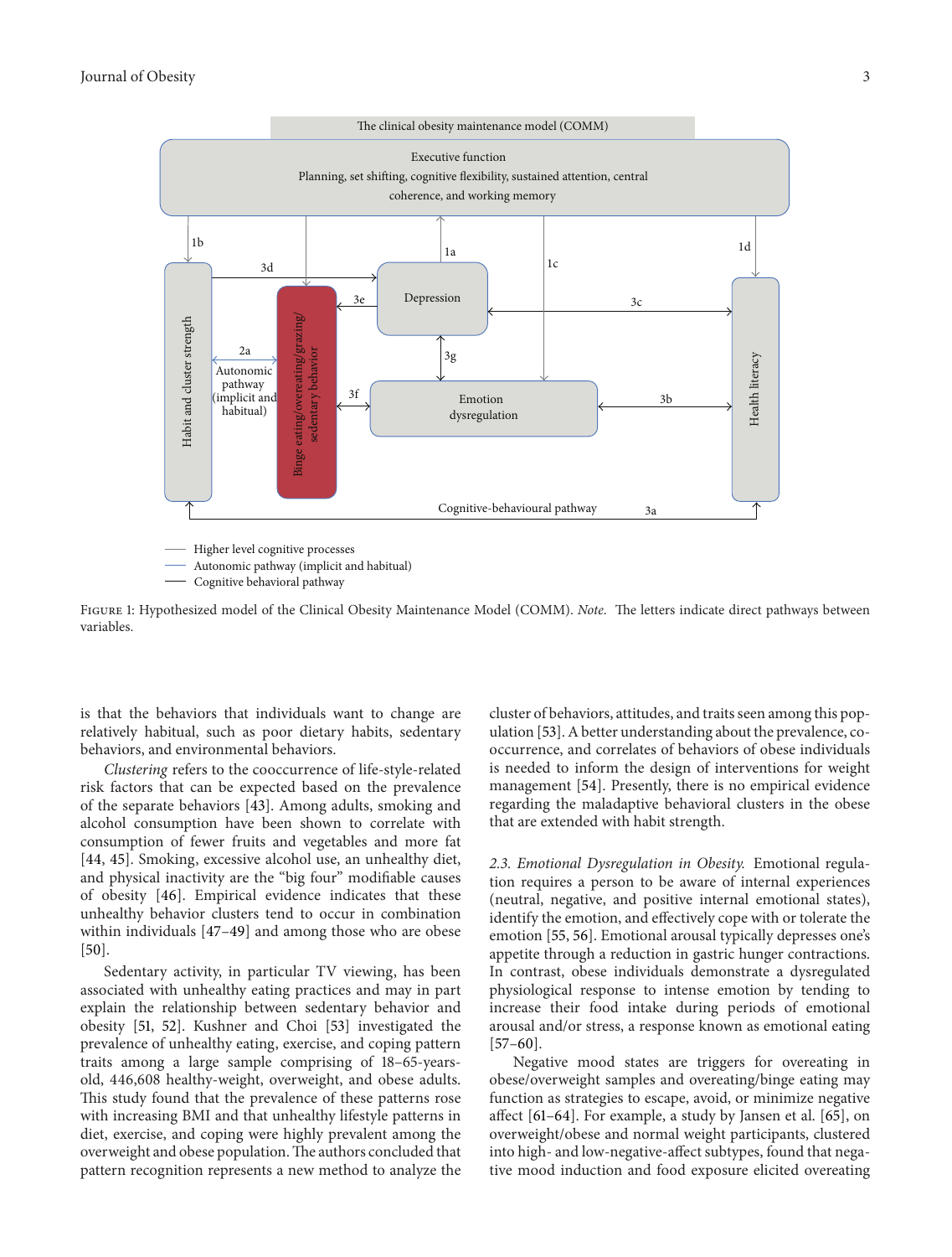FIGURE 1: Hypothesized model of the Clinical Obesity Maintenance Model (COMM). *Note.* The letters indicate direct pathways between variables.

is that the behaviors that individuals want to change are relatively habitual, such as poor dietary habits, sedentary behaviors, and environmental behaviors.

*Clustering* refers to the cooccurrence of life-style-related risk factors that can be expected based on the prevalence of the separate behaviors [43]. Among adults, smoking and alcohol consumption have been shown to correlate with consumption of fewer fruits and vegetables and more fat [44, 45]. Smoking, excessive alcohol use, an unhealthy diet, and physical inactivity are the "big four" modifiable causes of obesity [46]. Empirical evidence indicates that these unhealthy behavior clusters tend to occur in combination within individuals [47–49] and among those who are obese [50].

Sedentary activity, in particular TV viewing, has been associated with unhealthy eating practices and may in part explain the relationship between sedentary behavior and obesity [51, 52]. Kushner and Choi [53] investigated the prevalence of unhealthy eating, exercise, and coping pattern traits among a large sample comprising of 18–65-years-old, 446,608 healthy-weight, overweight, and obese adults. This study found that the prevalence of these patterns rose with increasing BMI and that unhealthy lifestyle patterns in diet, exercise, and coping were highly prevalent among the overweight and obese population. The authors concluded that pattern recognition represents a new method to analyze the cluster of behaviors, attitudes, and traits seen among this population [53]. A better understanding about the prevalence, co-occurrence, and correlates of behaviors of obese individuals is needed to inform the design of interventions for weight management [54]. Presently, there is no empirical evidence regarding the maladaptive behavioral clusters in the obese that are extended with habit strength.

*2.3. Emotional Dysregulation in Obesity.* Emotional regulation requires a person to be aware of internal experiences (neutral, negative, and positive internal emotional states), identify the emotion, and effectively cope with or tolerate the emotion [55, 56]. Emotional arousal typically depresses one's appetite through a reduction in gastric hunger contractions. In contrast, obese individuals demonstrate a dysregulated physiological response to intense emotion by tending to increase their food intake during periods of emotional arousal and/or stress, a response known as emotional eating [57–60].

Negative mood states are triggers for overeating in obese/overweight samples and overeating/binge eating may function as strategies to escape, avoid, or minimize negative affect [61–64]. For example, a study by Jansen et al. [65], on overweight/obese and normal weight participants, clustered into high- and low-negative-affect subtypes, found that negative mood induction and food exposure elicited overeating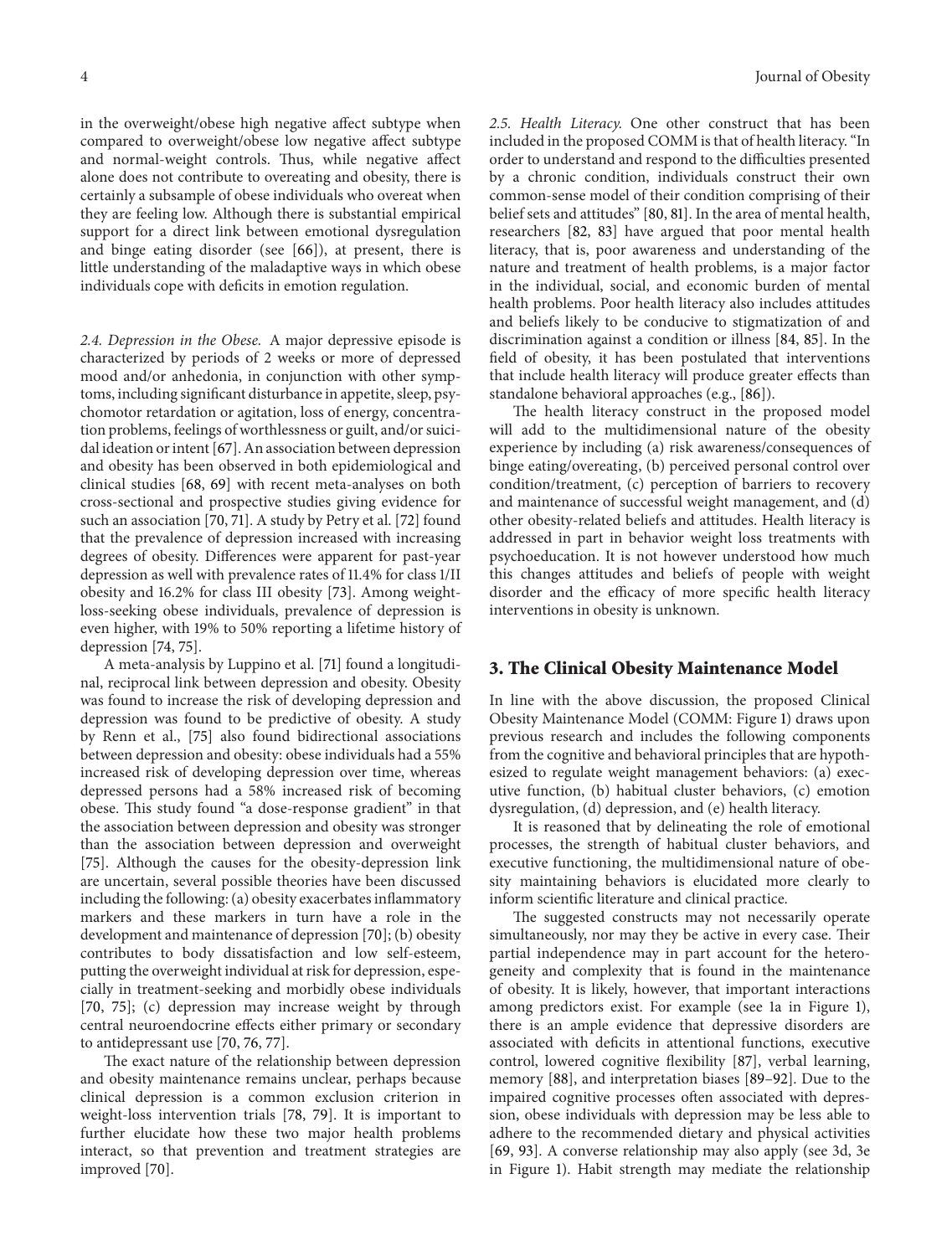in the overweight/obese high negative affect subtype when compared to overweight/obese low negative affect subtype and normal-weight controls. Thus, while negative affect alone does not contribute to overeating and obesity, there is certainly a subsample of obese individuals who overeat when they are feeling low. Although there is substantial empirical support for a direct link between emotional dysregulation and binge eating disorder (see [66]), at present, there is little understanding of the maladaptive ways in which obese individuals cope with deficits in emotion regulation.

*2.4. Depression in the Obese.* A major depressive episode is characterized by periods of 2 weeks or more of depressed mood and/or anhedonia, in conjunction with other symptoms, including significant disturbance in appetite, sleep, psychomotor retardation or agitation, loss of energy, concentration problems, feelings of worthlessness or guilt, and/or suicidal ideation or intent [67]. An association between depression and obesity has been observed in both epidemiological and clinical studies [68, 69] with recent meta-analyses on both cross-sectional and prospective studies giving evidence for such an association [70, 71]. A study by Petry et al. [72] found that the prevalence of depression increased with increasing degrees of obesity. Differences were apparent for past-year depression as well with prevalence rates of 11.4% for class 1/II obesity and 16.2% for class III obesity [73]. Among weight-loss-seeking obese individuals, prevalence of depression is even higher, with 19% to 50% reporting a lifetime history of depression [74, 75].

A meta-analysis by Luppino et al. [71] found a longitudinal, reciprocal link between depression and obesity. Obesity was found to increase the risk of developing depression and depression was found to be predictive of obesity. A study by Renn et al., [75] also found bidirectional associations between depression and obesity: obese individuals had a 55% increased risk of developing depression over time, whereas depressed persons had a 58% increased risk of becoming obese. This study found "a dose-response gradient" in that the association between depression and obesity was stronger than the association between depression and overweight [75]. Although the causes for the obesity-depression link are uncertain, several possible theories have been discussed including the following: (a) obesity exacerbates inflammatory markers and these markers in turn have a role in the development and maintenance of depression [70]; (b) obesity contributes to body dissatisfaction and low self-esteem, putting the overweight individual at risk for depression, especially in treatment-seeking and morbidly obese individuals [70, 75]; (c) depression may increase weight by through central neuroendocrine effects either primary or secondary to antidepressant use [70, 76, 77].

The exact nature of the relationship between depression and obesity maintenance remains unclear, perhaps because clinical depression is a common exclusion criterion in weight-loss intervention trials [78, 79]. It is important to further elucidate how these two major health problems interact, so that prevention and treatment strategies are improved [70].

*2.5. Health Literacy.* One other construct that has been included in the proposed COMM is that of health literacy. "In order to understand and respond to the difficulties presented by a chronic condition, individuals construct their own common-sense model of their condition comprising of their belief sets and attitudes" [80, 81]. In the area of mental health, researchers [82, 83] have argued that poor mental health literacy, that is, poor awareness and understanding of the nature and treatment of health problems, is a major factor in the individual, social, and economic burden of mental health problems. Poor health literacy also includes attitudes and beliefs likely to be conducive to stigmatization of and discrimination against a condition or illness [84, 85]. In the field of obesity, it has been postulated that interventions that include health literacy will produce greater effects than standalone behavioral approaches (e.g., [86]).

The health literacy construct in the proposed model will add to the multidimensional nature of the obesity experience by including (a) risk awareness/consequences of binge eating/overeating, (b) perceived personal control over condition/treatment, (c) perception of barriers to recovery and maintenance of successful weight management, and (d) other obesity-related beliefs and attitudes. Health literacy is addressed in part in behavior weight loss treatments with psychoeducation. It is not however understood how much this changes attitudes and beliefs of people with weight disorder and the efficacy of more specific health literacy interventions in obesity is unknown.

## 3. The Clinical Obesity Maintenance Model

In line with the above discussion, the proposed Clinical Obesity Maintenance Model (COMM: Figure 1) draws upon previous research and includes the following components from the cognitive and behavioral principles that are hypothesized to regulate weight management behaviors: (a) executive function, (b) habitual cluster behaviors, (c) emotion dysregulation, (d) depression, and (e) health literacy.

It is reasoned that by delineating the role of emotional processes, the strength of habitual cluster behaviors, and executive functioning, the multidimensional nature of obesity maintaining behaviors is elucidated more clearly to inform scientific literature and clinical practice.

The suggested constructs may not necessarily operate simultaneously, nor may they be active in every case. Their partial independence may in part account for the heterogeneity and complexity that is found in the maintenance of obesity. It is likely, however, that important interactions among predictors exist. For example (see 1a in Figure 1), there is an ample evidence that depressive disorders are associated with deficits in attentional functions, executive control, lowered cognitive flexibility [87], verbal learning, memory [88], and interpretation biases [89–92]. Due to the impaired cognitive processes often associated with depression, obese individuals with depression may be less able to adhere to the recommended dietary and physical activities [69, 93]. A converse relationship may also apply (see 3d, 3e in Figure 1). Habit strength may mediate the relationship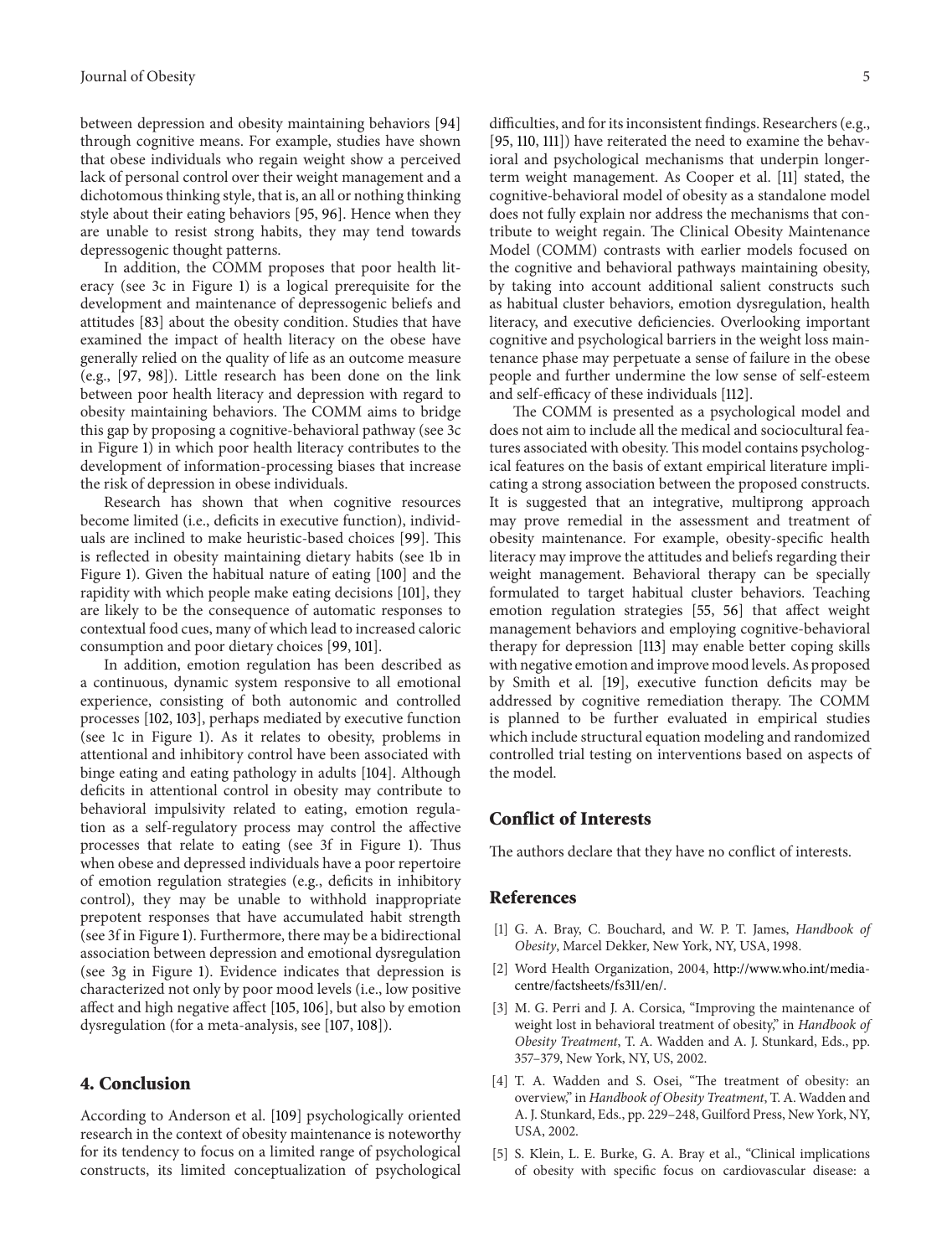between depression and obesity maintaining behaviors [94] through cognitive means. For example, studies have shown that obese individuals who regain weight show a perceived lack of personal control over their weight management and a dichotomous thinking style, that is, an all or nothing thinking style about their eating behaviors [95, 96]. Hence when they are unable to resist strong habits, they may tend towards depressogenic thought patterns.

In addition, the COMM proposes that poor health literacy (see 3c in Figure 1) is a logical prerequisite for the development and maintenance of depressogenic beliefs and attitudes [83] about the obesity condition. Studies that have examined the impact of health literacy on the obese have generally relied on the quality of life as an outcome measure (e.g., [97, 98]). Little research has been done on the link between poor health literacy and depression with regard to obesity maintaining behaviors. The COMM aims to bridge this gap by proposing a cognitive-behavioral pathway (see 3c in Figure 1) in which poor health literacy contributes to the development of information-processing biases that increase the risk of depression in obese individuals.

Research has shown that when cognitive resources become limited (i.e., deficits in executive function), individuals are inclined to make heuristic-based choices [99]. This is reflected in obesity maintaining dietary habits (see 1b in Figure 1). Given the habitual nature of eating [100] and the rapidity with which people make eating decisions [101], they are likely to be the consequence of automatic responses to contextual food cues, many of which lead to increased caloric consumption and poor dietary choices [99, 101].

In addition, emotion regulation has been described as a continuous, dynamic system responsive to all emotional experience, consisting of both autonomic and controlled processes [102, 103], perhaps mediated by executive function (see 1c in Figure 1). As it relates to obesity, problems in attentional and inhibitory control have been associated with binge eating and eating pathology in adults [104]. Although deficits in attentional control in obesity may contribute to behavioral impulsivity related to eating, emotion regulation as a self-regulatory process may control the affective processes that relate to eating (see 3f in Figure 1). Thus when obese and depressed individuals have a poor repertoire of emotion regulation strategies (e.g., deficits in inhibitory control), they may be unable to withhold inappropriate prepotent responses that have accumulated habit strength (see 3f in Figure 1). Furthermore, there may be a bidirectional association between depression and emotional dysregulation (see 3g in Figure 1). Evidence indicates that depression is characterized not only by poor mood levels (i.e., low positive affect and high negative affect [105, 106], but also by emotion dysregulation (for a meta-analysis, see [107, 108]).

## 4. Conclusion

According to Anderson et al. [109] psychologically oriented research in the context of obesity maintenance is noteworthy for its tendency to focus on a limited range of psychological constructs, its limited conceptualization of psychological difficulties, and for its inconsistent findings. Researchers (e.g., [95, 110, 111]) have reiterated the need to examine the behavioral and psychological mechanisms that underpin longer-term weight management. As Cooper et al. [11] stated, the cognitive-behavioral model of obesity as a standalone model does not fully explain nor address the mechanisms that contribute to weight regain. The Clinical Obesity Maintenance Model (COMM) contrasts with earlier models focused on the cognitive and behavioral pathways maintaining obesity, by taking into account additional salient constructs such as habitual cluster behaviors, emotion dysregulation, health literacy, and executive deficiencies. Overlooking important cognitive and psychological barriers in the weight loss maintenance phase may perpetuate a sense of failure in the obese people and further undermine the low sense of self-esteem and self-efficacy of these individuals [112].

The COMM is presented as a psychological model and does not aim to include all the medical and sociocultural features associated with obesity. This model contains psychological features on the basis of extant empirical literature implicating a strong association between the proposed constructs. It is suggested that an integrative, multiprong approach may prove remedial in the assessment and treatment of obesity maintenance. For example, obesity-specific health literacy may improve the attitudes and beliefs regarding their weight management. Behavioral therapy can be specially formulated to target habitual cluster behaviors. Teaching emotion regulation strategies [55, 56] that affect weight management behaviors and employing cognitive-behavioral therapy for depression [113] may enable better coping skills with negative emotion and improve mood levels. As proposed by Smith et al. [19], executive function deficits may be addressed by cognitive remediation therapy. The COMM is planned to be further evaluated in empirical studies which include structural equation modeling and randomized controlled trial testing on interventions based on aspects of the model.

## Conflict of Interests

The authors declare that they have no conflict of interests.

## References

[1] G. A. Bray, C. Bouchard, and W. P. T. James, *Handbook of Obesity*, Marcel Dekker, New York, NY, USA, 1998.

[2] Word Health Organization, 2004, http://www.who.int/mediacentre/factsheets/fs311/en/.

[3] M. G. Perri and J. A. Corsica, "Improving the maintenance of weight lost in behavioral treatment of obesity," in *Handbook of Obesity Treatment*, T. A. Wadden and A. J. Stunkard, Eds., pp. 357–379, New York, NY, US, 2002.

[4] T. A. Wadden and S. Osei, "The treatment of obesity: an overview," in *Handbook of Obesity Treatment*, T. A. Wadden and A. J. Stunkard, Eds., pp. 229–248, Guilford Press, New York, NY, USA, 2002.

[5] S. Klein, L. E. Burke, G. A. Bray et al., "Clinical implications of obesity with specific focus on cardiovascular disease: a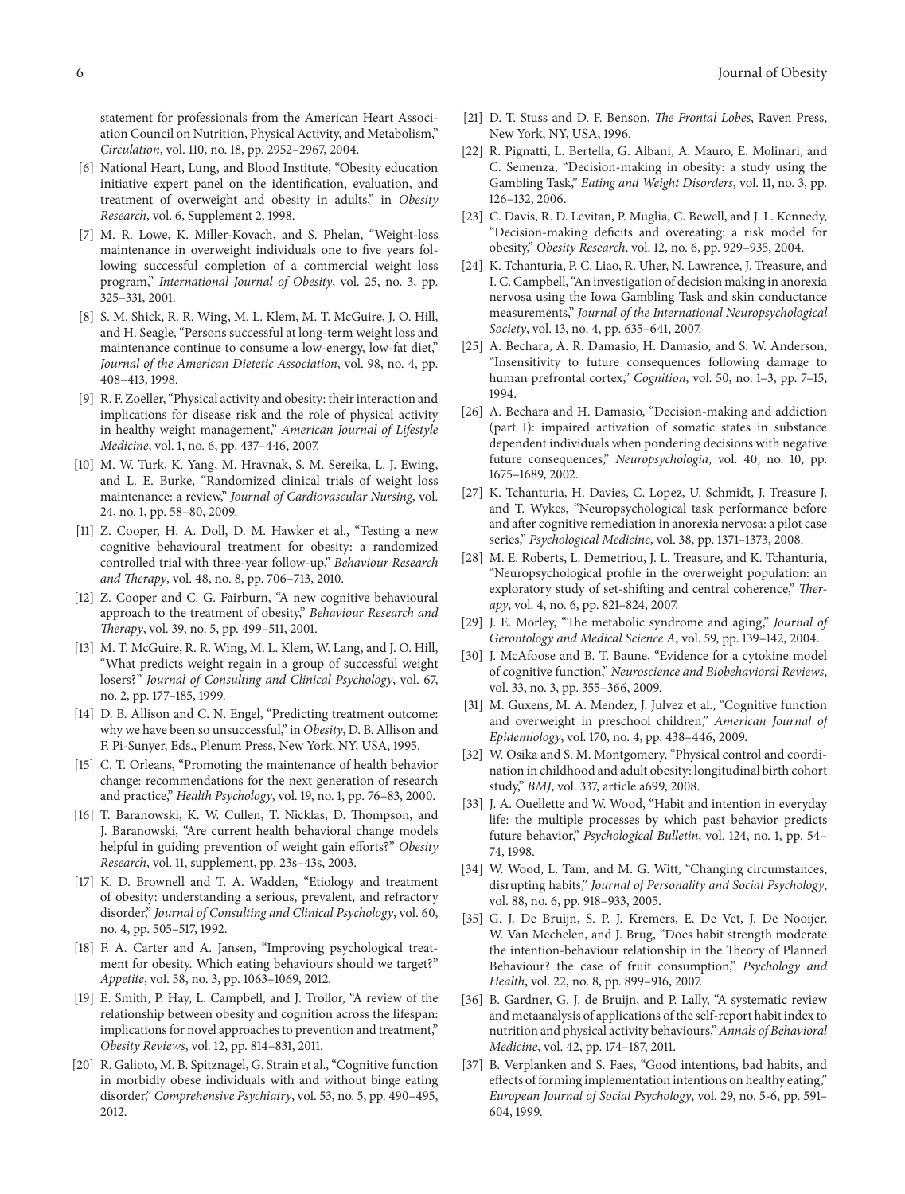statement for professionals from the American Heart Association Council on Nutrition, Physical Activity, and Metabolism," *Circulation*, vol. 110, no. 18, pp. 2952–2967, 2004.

[6] National Heart, Lung, and Blood Institute, "Obesity education initiative expert panel on the identification, evaluation, and treatment of overweight and obesity in adults," in *Obesity Research*, vol. 6, Supplement 2, 1998.

[7] M. R. Lowe, K. Miller-Kovach, and S. Phelan, "Weight-loss maintenance in overweight individuals one to five years following successful completion of a commercial weight loss program," *International Journal of Obesity*, vol. 25, no. 3, pp. 325–331, 2001.

[8] S. M. Shick, R. R. Wing, M. L. Klem, M. T. McGuire, J. O. Hill, and H. Seagle, "Persons successful at long-term weight loss and maintenance continue to consume a low-energy, low-fat diet," *Journal of the American Dietetic Association*, vol. 98, no. 4, pp. 408–413, 1998.

[9] R. F. Zoeller, "Physical activity and obesity: their interaction and implications for disease risk and the role of physical activity in healthy weight management," *American Journal of Lifestyle Medicine*, vol. 1, no. 6, pp. 437–446, 2007.

[10] M. W. Turk, K. Yang, M. Hravnak, S. M. Sereika, L. J. Ewing, and L. E. Burke, "Randomized clinical trials of weight loss maintenance: a review," *Journal of Cardiovascular Nursing*, vol. 24, no. 1, pp. 58–80, 2009.

[11] Z. Cooper, H. A. Doll, D. M. Hawker et al., "Testing a new cognitive behavioural treatment for obesity: a randomized controlled trial with three-year follow-up," *Behaviour Research and Therapy*, vol. 48, no. 8, pp. 706–713, 2010.

[12] Z. Cooper and C. G. Fairburn, "A new cognitive behavioural approach to the treatment of obesity," *Behaviour Research and Therapy*, vol. 39, no. 5, pp. 499–511, 2001.

[13] M. T. McGuire, R. R. Wing, M. L. Klem, W. Lang, and J. O. Hill, "What predicts weight regain in a group of successful weight losers?" *Journal of Consulting and Clinical Psychology*, vol. 67, no. 2, pp. 177–185, 1999.

[14] D. B. Allison and C. N. Engel, "Predicting treatment outcome: why we have been so unsuccessful," in *Obesity*, D. B. Allison and F. Pi-Sunyer, Eds., Plenum Press, New York, NY, USA, 1995.

[15] C. T. Orleans, "Promoting the maintenance of health behavior change: recommendations for the next generation of research and practice," *Health Psychology*, vol. 19, no. 1, pp. 76–83, 2000.

[16] T. Baranowski, K. W. Cullen, T. Nicklas, D. Thompson, and J. Baranowski, "Are current health behavioral change models helpful in guiding prevention of weight gain efforts?" *Obesity Research*, vol. 11, supplement, pp. 23s–43s, 2003.

[17] K. D. Brownell and T. A. Wadden, "Etiology and treatment of obesity: understanding a serious, prevalent, and refractory disorder," *Journal of Consulting and Clinical Psychology*, vol. 60, no. 4, pp. 505–517, 1992.

[18] F. A. Carter and A. Jansen, "Improving psychological treatment for obesity. Which eating behaviours should we target?" *Appetite*, vol. 58, no. 3, pp. 1063–1069, 2012.

[19] E. Smith, P. Hay, L. Campbell, and J. Trollor, "A review of the relationship between obesity and cognition across the lifespan: implications for novel approaches to prevention and treatment," *Obesity Reviews*, vol. 12, pp. 814–831, 2011.

[20] R. Galioto, M. B. Spitznagel, G. Strain et al., "Cognitive function in morbidly obese individuals with and without binge eating disorder," *Comprehensive Psychiatry*, vol. 53, no. 5, pp. 490–495, 2012.

[21] D. T. Stuss and D. F. Benson, *The Frontal Lobes*, Raven Press, New York, NY, USA, 1996.

[22] R. Pignatti, L. Bertella, G. Albani, A. Mauro, E. Molinari, and C. Semenza, "Decision-making in obesity: a study using the Gambling Task," *Eating and Weight Disorders*, vol. 11, no. 3, pp. 126–132, 2006.

[23] C. Davis, R. D. Levitan, P. Muglia, C. Bewell, and J. L. Kennedy, "Decision-making deficits and overeating: a risk model for obesity," *Obesity Research*, vol. 12, no. 6, pp. 929–935, 2004.

[24] K. Tchanturia, P. C. Liao, R. Uher, N. Lawrence, J. Treasure, and I. C. Campbell, "An investigation of decision making in anorexia nervosa using the Iowa Gambling Task and skin conductance measurements," *Journal of the International Neuropsychological Society*, vol. 13, no. 4, pp. 635–641, 2007.

[25] A. Bechara, A. R. Damasio, H. Damasio, and S. W. Anderson, "Insensitivity to future consequences following damage to human prefrontal cortex," *Cognition*, vol. 50, no. 1–3, pp. 7–15, 1994.

[26] A. Bechara and H. Damasio, "Decision-making and addiction (part I): impaired activation of somatic states in substance dependent individuals when pondering decisions with negative future consequences," *Neuropsychologia*, vol. 40, no. 10, pp. 1675–1689, 2002.

[27] K. Tchanturia, H. Davies, C. Lopez, U. Schmidt, J. Treasure J, and T. Wykes, "Neuropsychological task performance before and after cognitive remediation in anorexia nervosa: a pilot case series," *Psychological Medicine*, vol. 38, pp. 1371–1373, 2008.

[28] M. E. Roberts, L. Demetriou, J. L. Treasure, and K. Tchanturia, "Neuropsychological profile in the overweight population: an exploratory study of set-shifting and central coherence," *Therapy*, vol. 4, no. 6, pp. 821–824, 2007.

[29] J. E. Morley, "The metabolic syndrome and aging," *Journal of Gerontology and Medical Science A*, vol. 59, pp. 139–142, 2004.

[30] J. McAfoose and B. T. Baune, "Evidence for a cytokine model of cognitive function," *Neuroscience and Biobehavioral Reviews*, vol. 33, no. 3, pp. 355–366, 2009.

[31] M. Guxens, M. A. Mendez, J. Julvez et al., "Cognitive function and overweight in preschool children," *American Journal of Epidemiology*, vol. 170, no. 4, pp. 438–446, 2009.

[32] W. Osika and S. M. Montgomery, "Physical control and coordination in childhood and adult obesity: longitudinal birth cohort study," *BMJ*, vol. 337, article a699, 2008.

[33] J. A. Ouellette and W. Wood, "Habit and intention in everyday life: the multiple processes by which past behavior predicts future behavior," *Psychological Bulletin*, vol. 124, no. 1, pp. 54–74, 1998.

[34] W. Wood, L. Tam, and M. G. Witt, "Changing circumstances, disrupting habits," *Journal of Personality and Social Psychology*, vol. 88, no. 6, pp. 918–933, 2005.

[35] G. J. De Bruijn, S. P. J. Kremers, E. De Vet, J. De Nooijer, W. Van Mechelen, and J. Brug, "Does habit strength moderate the intention-behaviour relationship in the Theory of Planned Behaviour? the case of fruit consumption," *Psychology and Health*, vol. 22, no. 8, pp. 899–916, 2007.

[36] B. Gardner, G. J. de Bruijn, and P. Lally, "A systematic review and metaanalysis of applications of the self-report habit index to nutrition and physical activity behaviours," *Annals of Behavioral Medicine*, vol. 42, pp. 174–187, 2011.

[37] B. Verplanken and S. Faes, "Good intentions, bad habits, and effects of forming implementation intentions on healthy eating," *European Journal of Social Psychology*, vol. 29, no. 5-6, pp. 591–604, 1999.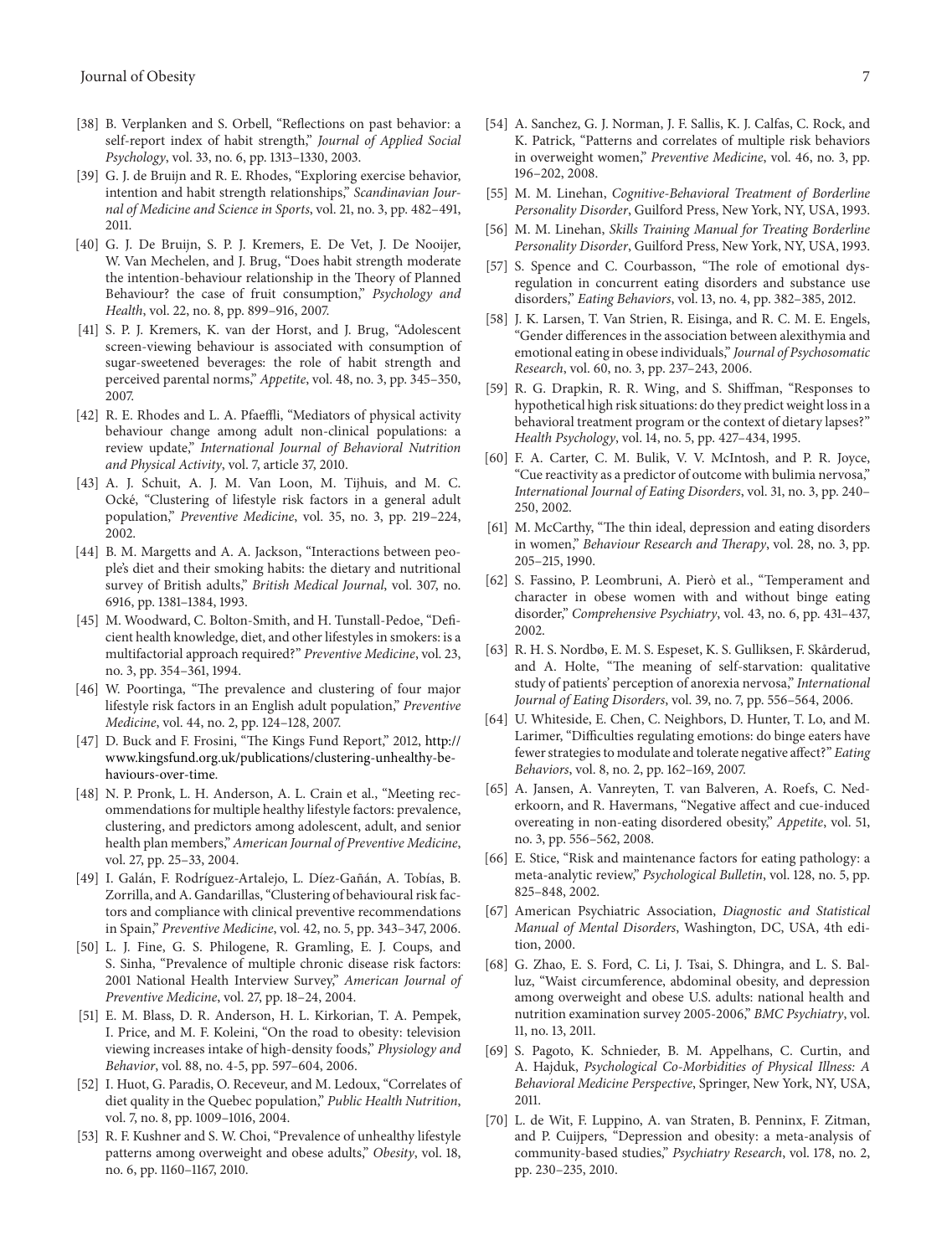[38] B. Verplanken and S. Orbell, "Reflections on past behavior: a self-report index of habit strength," *Journal of Applied Social Psychology*, vol. 33, no. 6, pp. 1313–1330, 2003.

[39] G. J. de Bruijn and R. E. Rhodes, "Exploring exercise behavior, intention and habit strength relationships," *Scandinavian Journal of Medicine and Science in Sports*, vol. 21, no. 3, pp. 482–491, 2011.

[40] G. J. De Bruijn, S. P. J. Kremers, E. De Vet, J. De Nooijer, W. Van Mechelen, and J. Brug, "Does habit strength moderate the intention-behaviour relationship in the Theory of Planned Behaviour? the case of fruit consumption," *Psychology and Health*, vol. 22, no. 8, pp. 899–916, 2007.

[41] S. P. J. Kremers, K. van der Horst, and J. Brug, "Adolescent screen-viewing behaviour is associated with consumption of sugar-sweetened beverages: the role of habit strength and perceived parental norms," *Appetite*, vol. 48, no. 3, pp. 345–350, 2007.

[42] R. E. Rhodes and L. A. Pfaeffli, "Mediators of physical activity behaviour change among adult non-clinical populations: a review update," *International Journal of Behavioral Nutrition and Physical Activity*, vol. 7, article 37, 2010.

[43] A. J. Schuit, A. J. M. Van Loon, M. Tijhuis, and M. C. Ocké, "Clustering of lifestyle risk factors in a general adult population," *Preventive Medicine*, vol. 35, no. 3, pp. 219–224, 2002.

[44] B. M. Margetts and A. A. Jackson, "Interactions between people's diet and their smoking habits: the dietary and nutritional survey of British adults," *British Medical Journal*, vol. 307, no. 6916, pp. 1381–1384, 1993.

[45] M. Woodward, C. Bolton-Smith, and H. Tunstall-Pedoe, "Deficient health knowledge, diet, and other lifestyles in smokers: is a multifactorial approach required?" *Preventive Medicine*, vol. 23, no. 3, pp. 354–361, 1994.

[46] W. Poortinga, "The prevalence and clustering of four major lifestyle risk factors in an English adult population," *Preventive Medicine*, vol. 44, no. 2, pp. 124–128, 2007.

[47] D. Buck and F. Frosini, "The Kings Fund Report," 2012, http://www.kingsfund.org.uk/publications/clustering-unhealthy-behaviours-over-time.

[48] N. P. Pronk, L. H. Anderson, A. L. Crain et al., "Meeting recommendations for multiple healthy lifestyle factors: prevalence, clustering, and predictors among adolescent, adult, and senior health plan members," *American Journal of Preventive Medicine*, vol. 27, pp. 25–33, 2004.

[49] I. Galán, F. Rodríguez-Artalejo, L. Díez-Gañán, A. Tobías, B. Zorrilla, and A. Gandarillas, "Clustering of behavioural risk factors and compliance with clinical preventive recommendations in Spain," *Preventive Medicine*, vol. 42, no. 5, pp. 343–347, 2006.

[50] L. J. Fine, G. S. Philogene, R. Gramling, E. J. Coups, and S. Sinha, "Prevalence of multiple chronic disease risk factors: 2001 National Health Interview Survey," *American Journal of Preventive Medicine*, vol. 27, pp. 18–24, 2004.

[51] E. M. Blass, D. R. Anderson, H. L. Kirkorian, T. A. Pempek, I. Price, and M. F. Koleini, "On the road to obesity: television viewing increases intake of high-density foods," *Physiology and Behavior*, vol. 88, no. 4-5, pp. 597–604, 2006.

[52] I. Huot, G. Paradis, O. Receveur, and M. Ledoux, "Correlates of diet quality in the Quebec population," *Public Health Nutrition*, vol. 7, no. 8, pp. 1009–1016, 2004.

[53] R. F. Kushner and S. W. Choi, "Prevalence of unhealthy lifestyle patterns among overweight and obese adults," *Obesity*, vol. 18, no. 6, pp. 1160–1167, 2010.

[54] A. Sanchez, G. J. Norman, J. F. Sallis, K. J. Calfas, C. Rock, and K. Patrick, "Patterns and correlates of multiple risk behaviors in overweight women," *Preventive Medicine*, vol. 46, no. 3, pp. 196–202, 2008.

[55] M. M. Linehan, *Cognitive-Behavioral Treatment of Borderline Personality Disorder*, Guilford Press, New York, NY, USA, 1993.

[56] M. M. Linehan, *Skills Training Manual for Treating Borderline Personality Disorder*, Guilford Press, New York, NY, USA, 1993.

[57] S. Spence and C. Courbasson, "The role of emotional dysregulation in concurrent eating disorders and substance use disorders," *Eating Behaviors*, vol. 13, no. 4, pp. 382–385, 2012.

[58] J. K. Larsen, T. Van Strien, R. Eisinga, and R. C. M. E. Engels, "Gender differences in the association between alexithymia and emotional eating in obese individuals," *Journal of Psychosomatic Research*, vol. 60, no. 3, pp. 237–243, 2006.

[59] R. G. Drapkin, R. R. Wing, and S. Shiffman, "Responses to hypothetical high risk situations: do they predict weight loss in a behavioral treatment program or the context of dietary lapses?" *Health Psychology*, vol. 14, no. 5, pp. 427–434, 1995.

[60] F. A. Carter, C. M. Bulik, V. V. McIntosh, and P. R. Joyce, "Cue reactivity as a predictor of outcome with bulimia nervosa," *International Journal of Eating Disorders*, vol. 31, no. 3, pp. 240–250, 2002.

[61] M. McCarthy, "The thin ideal, depression and eating disorders in women," *Behaviour Research and Therapy*, vol. 28, no. 3, pp. 205–215, 1990.

[62] S. Fassino, P. Leombruni, A. Pierò et al., "Temperament and character in obese women with and without binge eating disorder," *Comprehensive Psychiatry*, vol. 43, no. 6, pp. 431–437, 2002.

[63] R. H. S. Nordbø, E. M. S. Espeset, K. S. Gulliksen, F. Skårderud, and A. Holte, "The meaning of self-starvation: qualitative study of patients' perception of anorexia nervosa," *International Journal of Eating Disorders*, vol. 39, no. 7, pp. 556–564, 2006.

[64] U. Whiteside, E. Chen, C. Neighbors, D. Hunter, T. Lo, and M. Larimer, "Difficulties regulating emotions: do binge eaters have fewer strategies to modulate and tolerate negative affect?" *Eating Behaviors*, vol. 8, no. 2, pp. 162–169, 2007.

[65] A. Jansen, A. Vanreyten, T. van Balveren, A. Roefs, C. Nederkoorn, and R. Havermans, "Negative affect and cue-induced overeating in non-eating disordered obesity," *Appetite*, vol. 51, no. 3, pp. 556–562, 2008.

[66] E. Stice, "Risk and maintenance factors for eating pathology: a meta-analytic review," *Psychological Bulletin*, vol. 128, no. 5, pp. 825–848, 2002.

[67] American Psychiatric Association, *Diagnostic and Statistical Manual of Mental Disorders*, Washington, DC, USA, 4th edition, 2000.

[68] G. Zhao, E. S. Ford, C. Li, J. Tsai, S. Dhingra, and L. S. Balluz, "Waist circumference, abdominal obesity, and depression among overweight and obese U.S. adults: national health and nutrition examination survey 2005-2006," *BMC Psychiatry*, vol. 11, no. 13, 2011.

[69] S. Pagoto, K. Schnieder, B. M. Appelhans, C. Curtin, and A. Hajduk, *Psychological Co-Morbidities of Physical Illness: A Behavioral Medicine Perspective*, Springer, New York, NY, USA, 2011.

[70] L. de Wit, F. Luppino, A. van Straten, B. Penninx, F. Zitman, and P. Cuijpers, "Depression and obesity: a meta-analysis of community-based studies," *Psychiatry Research*, vol. 178, no. 2, pp. 230–235, 2010.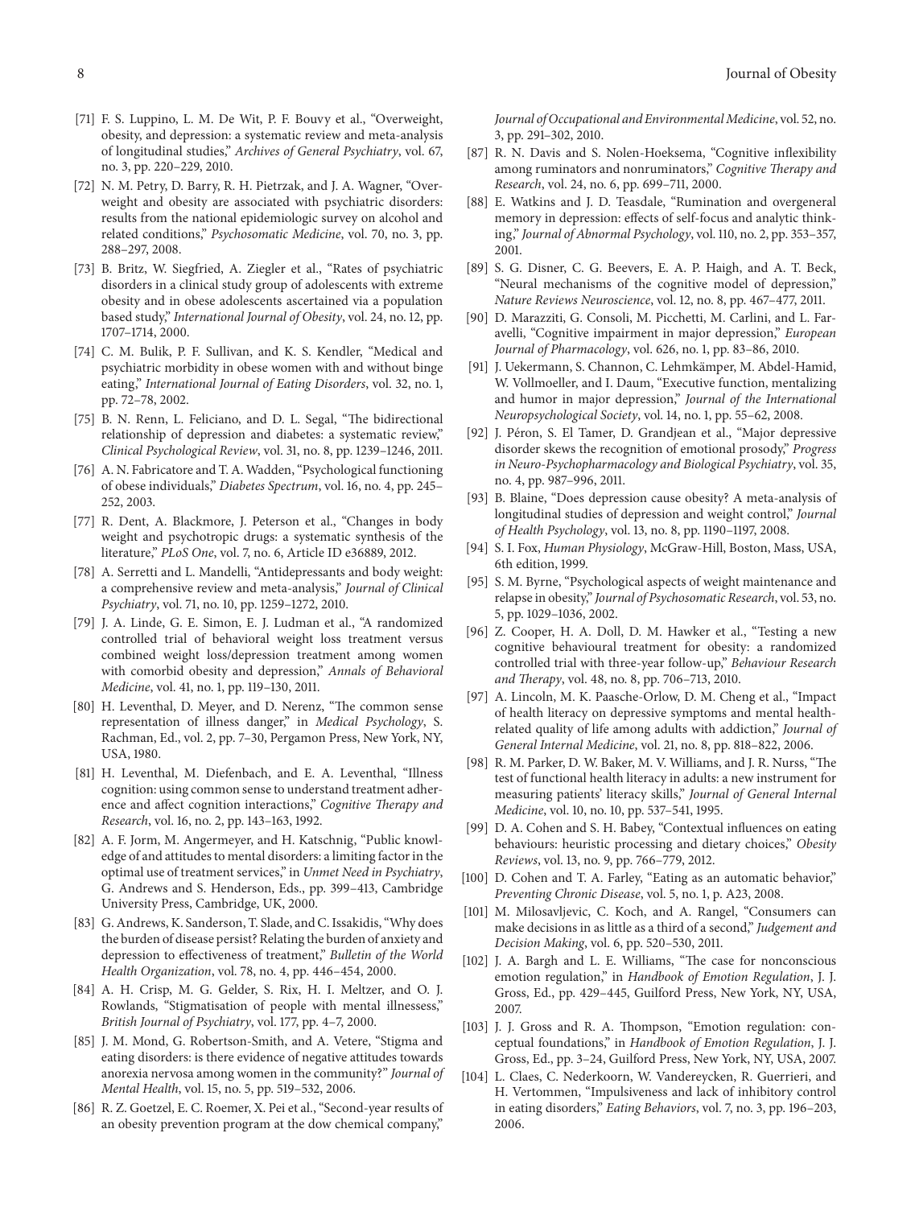[71] F. S. Luppino, L. M. De Wit, P. F. Bouvy et al., "Overweight, obesity, and depression: a systematic review and meta-analysis of longitudinal studies," *Archives of General Psychiatry*, vol. 67, no. 3, pp. 220–229, 2010.

[72] N. M. Petry, D. Barry, R. H. Pietrzak, and J. A. Wagner, "Overweight and obesity are associated with psychiatric disorders: results from the national epidemiologic survey on alcohol and related conditions," *Psychosomatic Medicine*, vol. 70, no. 3, pp. 288–297, 2008.

[73] B. Britz, W. Siegfried, A. Ziegler et al., "Rates of psychiatric disorders in a clinical study group of adolescents with extreme obesity and in obese adolescents ascertained via a population based study," *International Journal of Obesity*, vol. 24, no. 12, pp. 1707–1714, 2000.

[74] C. M. Bulik, P. F. Sullivan, and K. S. Kendler, "Medical and psychiatric morbidity in obese women with and without binge eating," *International Journal of Eating Disorders*, vol. 32, no. 1, pp. 72–78, 2002.

[75] B. N. Renn, L. Feliciano, and D. L. Segal, "The bidirectional relationship of depression and diabetes: a systematic review," *Clinical Psychological Review*, vol. 31, no. 8, pp. 1239–1246, 2011.

[76] A. N. Fabricatore and T. A. Wadden, "Psychological functioning of obese individuals," *Diabetes Spectrum*, vol. 16, no. 4, pp. 245–252, 2003.

[77] R. Dent, A. Blackmore, J. Peterson et al., "Changes in body weight and psychotropic drugs: a systematic synthesis of the literature," *PLoS One*, vol. 7, no. 6, Article ID e36889, 2012.

[78] A. Serretti and L. Mandelli, "Antidepressants and body weight: a comprehensive review and meta-analysis," *Journal of Clinical Psychiatry*, vol. 71, no. 10, pp. 1259–1272, 2010.

[79] J. A. Linde, G. E. Simon, E. J. Ludman et al., "A randomized controlled trial of behavioral weight loss treatment versus combined weight loss/depression treatment among women with comorbid obesity and depression," *Annals of Behavioral Medicine*, vol. 41, no. 1, pp. 119–130, 2011.

[80] H. Leventhal, D. Meyer, and D. Nerenz, "The common sense representation of illness danger," in *Medical Psychology*, S. Rachman, Ed., vol. 2, pp. 7–30, Pergamon Press, New York, NY, USA, 1980.

[81] H. Leventhal, M. Diefenbach, and E. A. Leventhal, "Illness cognition: using common sense to understand treatment adherence and affect cognition interactions," *Cognitive Therapy and Research*, vol. 16, no. 2, pp. 143–163, 1992.

[82] A. F. Jorm, M. Angermeyer, and H. Katschnig, "Public knowledge of and attitudes to mental disorders: a limiting factor in the optimal use of treatment services," in *Unmet Need in Psychiatry*, G. Andrews and S. Henderson, Eds., pp. 399–413, Cambridge University Press, Cambridge, UK, 2000.

[83] G. Andrews, K. Sanderson, T. Slade, and C. Issakidis, "Why does the burden of disease persist? Relating the burden of anxiety and depression to effectiveness of treatment," *Bulletin of the World Health Organization*, vol. 78, no. 4, pp. 446–454, 2000.

[84] A. H. Crisp, M. G. Gelder, S. Rix, H. I. Meltzer, and O. J. Rowlands, "Stigmatisation of people with mental illnessess," *British Journal of Psychiatry*, vol. 177, pp. 4–7, 2000.

[85] J. M. Mond, G. Robertson-Smith, and A. Vetere, "Stigma and eating disorders: is there evidence of negative attitudes towards anorexia nervosa among women in the community?" *Journal of Mental Health*, vol. 15, no. 5, pp. 519–532, 2006.

[86] R. Z. Goetzel, E. C. Roemer, X. Pei et al., "Second-year results of an obesity prevention program at the dow chemical company," *Journal of Occupational and Environmental Medicine*, vol. 52, no. 3, pp. 291–302, 2010.

[87] R. N. Davis and S. Nolen-Hoeksema, "Cognitive inflexibility among ruminators and nonruminators," *Cognitive Therapy and Research*, vol. 24, no. 6, pp. 699–711, 2000.

[88] E. Watkins and J. D. Teasdale, "Rumination and overgeneral memory in depression: effects of self-focus and analytic thinking," *Journal of Abnormal Psychology*, vol. 110, no. 2, pp. 353–357, 2001.

[89] S. G. Disner, C. G. Beevers, E. A. P. Haigh, and A. T. Beck, "Neural mechanisms of the cognitive model of depression," *Nature Reviews Neuroscience*, vol. 12, no. 8, pp. 467–477, 2011.

[90] D. Marazziti, G. Consoli, M. Picchetti, M. Carlini, and L. Faravelli, "Cognitive impairment in major depression," *European Journal of Pharmacology*, vol. 626, no. 1, pp. 83–86, 2010.

[91] J. Uekermann, S. Channon, C. Lehmkämper, M. Abdel-Hamid, W. Vollmoeller, and I. Daum, "Executive function, mentalizing and humor in major depression," *Journal of the International Neuropsychological Society*, vol. 14, no. 1, pp. 55–62, 2008.

[92] J. Péron, S. El Tamer, D. Grandjean et al., "Major depressive disorder skews the recognition of emotional prosody," *Progress in Neuro-Psychopharmacology and Biological Psychiatry*, vol. 35, no. 4, pp. 987–996, 2011.

[93] B. Blaine, "Does depression cause obesity? A meta-analysis of longitudinal studies of depression and weight control," *Journal of Health Psychology*, vol. 13, no. 8, pp. 1190–1197, 2008.

[94] S. I. Fox, *Human Physiology*, McGraw-Hill, Boston, Mass, USA, 6th edition, 1999.

[95] S. M. Byrne, "Psychological aspects of weight maintenance and relapse in obesity," *Journal of Psychosomatic Research*, vol. 53, no. 5, pp. 1029–1036, 2002.

[96] Z. Cooper, H. A. Doll, D. M. Hawker et al., "Testing a new cognitive behavioural treatment for obesity: a randomized controlled trial with three-year follow-up," *Behaviour Research and Therapy*, vol. 48, no. 8, pp. 706–713, 2010.

[97] A. Lincoln, M. K. Paasche-Orlow, D. M. Cheng et al., "Impact of health literacy on depressive symptoms and mental health-related quality of life among adults with addiction," *Journal of General Internal Medicine*, vol. 21, no. 8, pp. 818–822, 2006.

[98] R. M. Parker, D. W. Baker, M. V. Williams, and J. R. Nurss, "The test of functional health literacy in adults: a new instrument for measuring patients' literacy skills," *Journal of General Internal Medicine*, vol. 10, no. 10, pp. 537–541, 1995.

[99] D. A. Cohen and S. H. Babey, "Contextual influences on eating behaviours: heuristic processing and dietary choices," *Obesity Reviews*, vol. 13, no. 9, pp. 766–779, 2012.

[100] D. Cohen and T. A. Farley, "Eating as an automatic behavior," *Preventing Chronic Disease*, vol. 5, no. 1, p. A23, 2008.

[101] M. Milosavljevic, C. Koch, and A. Rangel, "Consumers can make decisions in as little as a third of a second," *Judgement and Decision Making*, vol. 6, pp. 520–530, 2011.

[102] J. A. Bargh and L. E. Williams, "The case for nonconscious emotion regulation," in *Handbook of Emotion Regulation*, J. J. Gross, Ed., pp. 429–445, Guilford Press, New York, NY, USA, 2007.

[103] J. J. Gross and R. A. Thompson, "Emotion regulation: conceptual foundations," in *Handbook of Emotion Regulation*, J. J. Gross, Ed., pp. 3–24, Guilford Press, New York, NY, USA, 2007.

[104] L. Claes, C. Nederkoorn, W. Vandereycken, R. Guerrieri, and H. Vertommen, "Impulsiveness and lack of inhibitory control in eating disorders," *Eating Behaviors*, vol. 7, no. 3, pp. 196–203, 2006.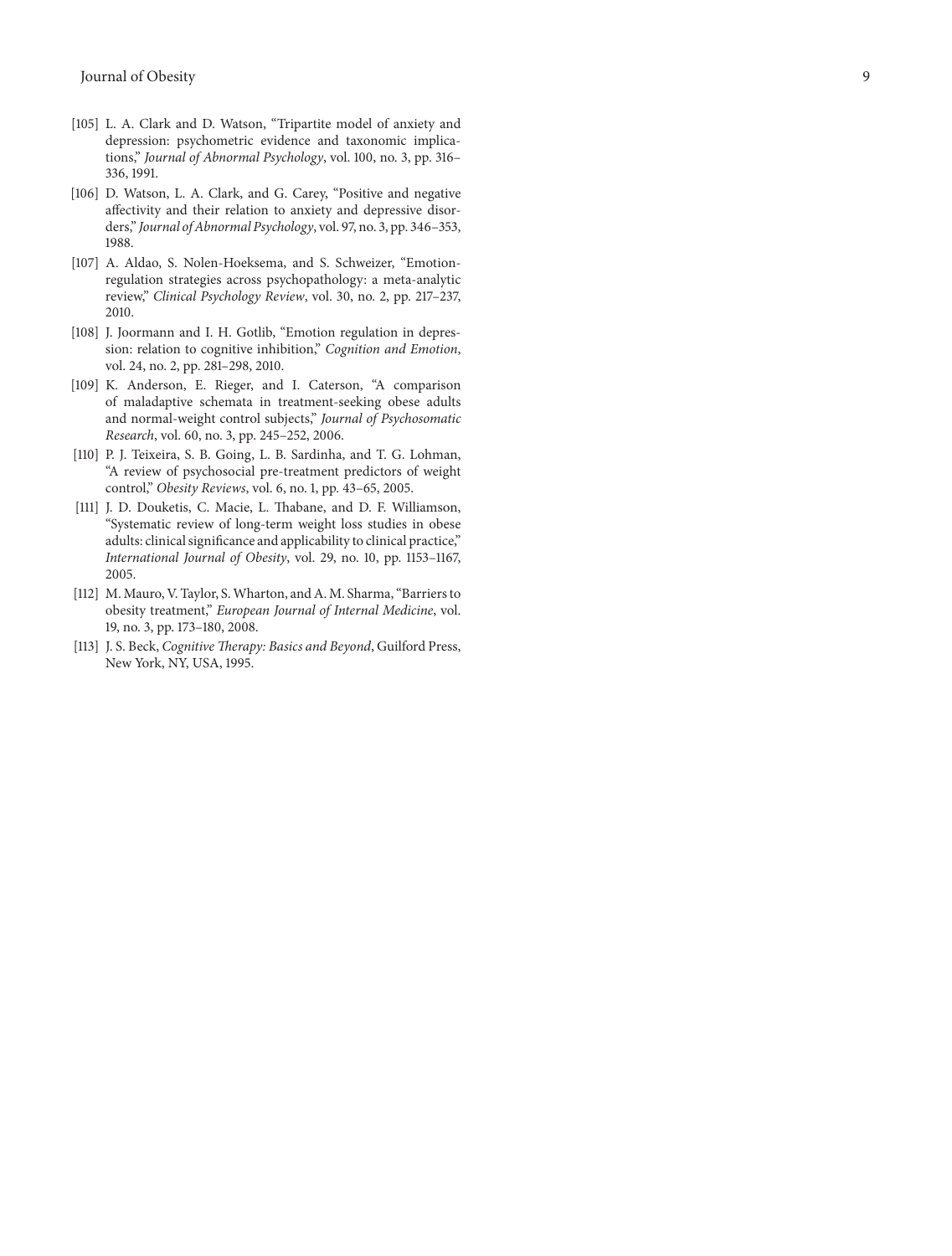[105] L. A. Clark and D. Watson, "Tripartite model of anxiety and depression: psychometric evidence and taxonomic implications," *Journal of Abnormal Psychology*, vol. 100, no. 3, pp. 316–336, 1991.

[106] D. Watson, L. A. Clark, and G. Carey, "Positive and negative affectivity and their relation to anxiety and depressive disorders," *Journal of Abnormal Psychology*, vol. 97, no. 3, pp. 346–353, 1988.

[107] A. Aldao, S. Nolen-Hoeksema, and S. Schweizer, "Emotion-regulation strategies across psychopathology: a meta-analytic review," *Clinical Psychology Review*, vol. 30, no. 2, pp. 217–237, 2010.

[108] J. Joormann and I. H. Gotlib, "Emotion regulation in depression: relation to cognitive inhibition," *Cognition and Emotion*, vol. 24, no. 2, pp. 281–298, 2010.

[109] K. Anderson, E. Rieger, and I. Caterson, "A comparison of maladaptive schemata in treatment-seeking obese adults and normal-weight control subjects," *Journal of Psychosomatic Research*, vol. 60, no. 3, pp. 245–252, 2006.

[110] P. J. Teixeira, S. B. Going, L. B. Sardinha, and T. G. Lohman, "A review of psychosocial pre-treatment predictors of weight control," *Obesity Reviews*, vol. 6, no. 1, pp. 43–65, 2005.

[111] J. D. Douketis, C. Macie, L. Thabane, and D. F. Williamson, "Systematic review of long-term weight loss studies in obese adults: clinical significance and applicability to clinical practice," *International Journal of Obesity*, vol. 29, no. 10, pp. 1153–1167, 2005.

[112] M. Mauro, V. Taylor, S. Wharton, and A. M. Sharma, "Barriers to obesity treatment," *European Journal of Internal Medicine*, vol. 19, no. 3, pp. 173–180, 2008.

[113] J. S. Beck, *Cognitive Therapy: Basics and Beyond*, Guilford Press, New York, NY, USA, 1995.